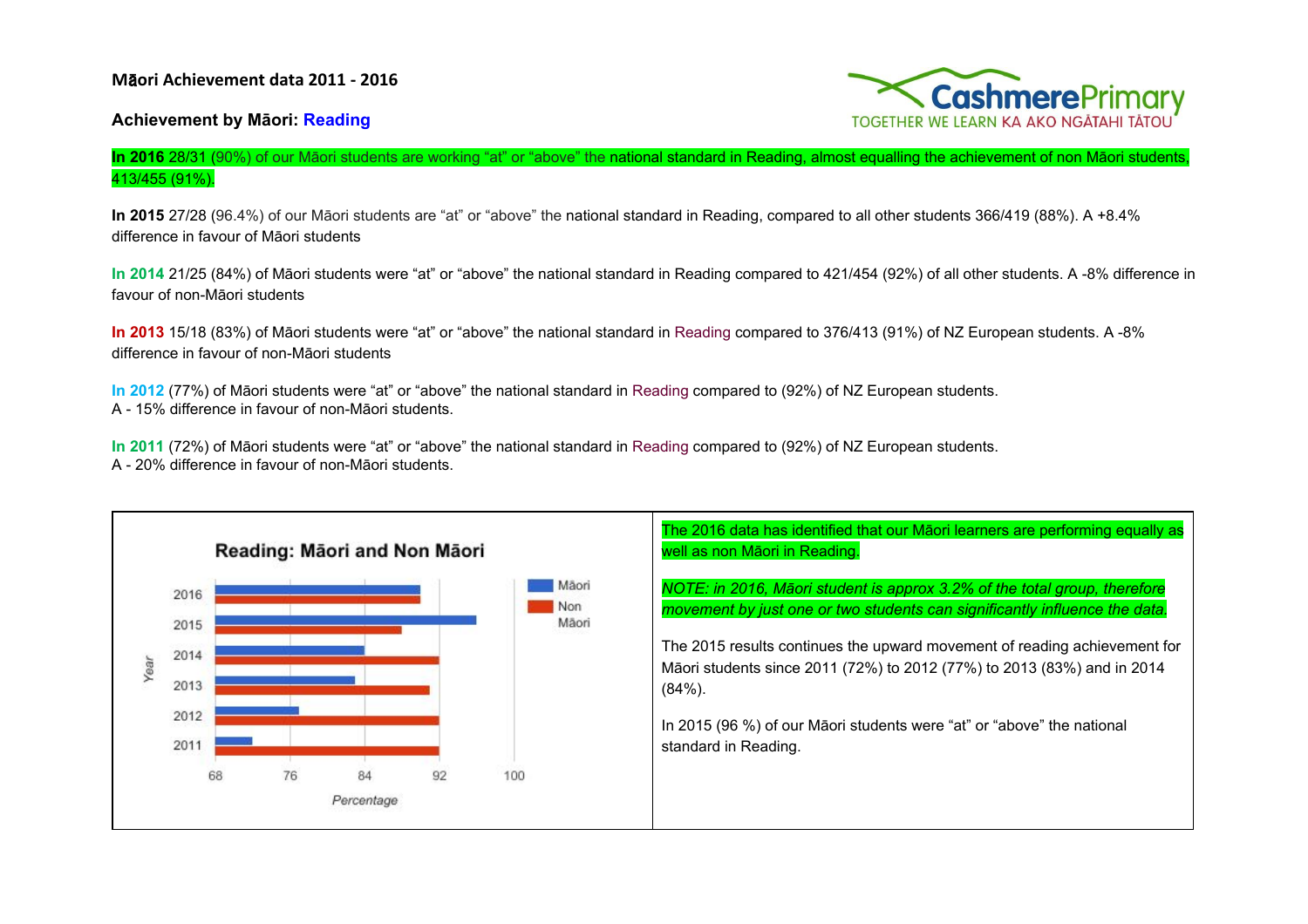**Māori Achievement data 2011 - 2016**

CashmerePrimary
TOGETHER WE LEARN KA AKO NGĀTAHI TĀTOU

## Achievement by Māori: Reading

**In 2016** 28/31 (90%) of our Māori students are working "at" or "above" the national standard in Reading, almost equalling the achievement of non Māori students, 413/455 (91%).

**In 2015** 27/28 (96.4%) of our Māori students are "at" or "above" the national standard in Reading, compared to all other students 366/419 (88%). A +8.4% difference in favour of Māori students

**In 2014** 21/25 (84%) of Māori students were "at" or "above" the national standard in Reading compared to 421/454 (92%) of all other students. A -8% difference in favour of non-Māori students

**In 2013** 15/18 (83%) of Māori students were "at" or "above" the national standard in Reading compared to 376/413 (91%) of NZ European students. A -8% difference in favour of non-Māori students

**In 2012** (77%) of Māori students were "at" or "above" the national standard in Reading compared to (92%) of NZ European students.
A - 15% difference in favour of non-Māori students.

**In 2011** (72%) of Māori students were "at" or "above" the national standard in Reading compared to (92%) of NZ European students.
A - 20% difference in favour of non-Māori students.

**Reading: Māori and Non Māori**

| Year | Māori (%) | Non Māori (%) |
|---|---|---|
| 2016 | 90 | 90 |
| 2015 | 96 | 88 |
| 2014 | 84 | 92 |
| 2013 | 83 | 91 |
| 2012 | 77 | 92 |
| 2011 | 72 | 92 |

The 2016 data has identified that our Māori learners are performing equally as well as non Māori in Reading.

*NOTE: in 2016, Māori student is approx 3.2% of the total group, therefore movement by just one or two students can significantly influence the data.*

The 2015 results continues the upward movement of reading achievement for Māori students since 2011 (72%) to 2012 (77%) to 2013 (83%) and in 2014 (84%).

In 2015 (96 %) of our Māori students were "at" or "above" the national standard in Reading.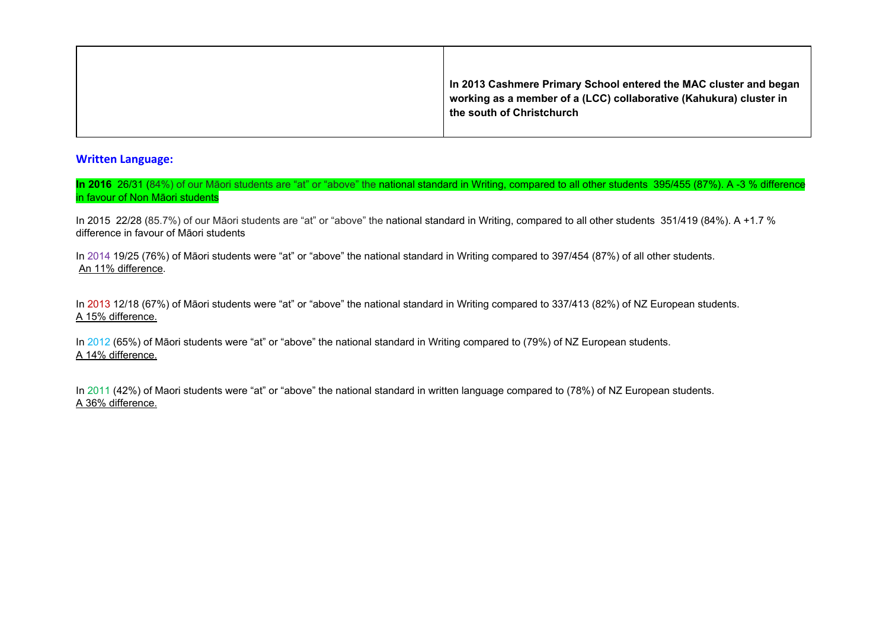| | |
|---|---|
| | **In 2013 Cashmere Primary School entered the MAC cluster and began working as a member of a (LCC) collaborative (Kahukura) cluster in the south of Christchurch** |

## Written Language:

**In 2016** 26/31 (84%) of our Māori students are “at” or “above” the national standard in Writing, compared to all other students 395/455 (87%). A -3 % difference in favour of Non Māori students

In 2015 22/28 (85.7%) of our Māori students are “at” or “above” the national standard in Writing, compared to all other students 351/419 (84%). A +1.7 % difference in favour of Māori students

In 2014 19/25 (76%) of Māori students were “at” or “above” the national standard in Writing compared to 397/454 (87%) of all other students.
An 11% difference.

In 2013 12/18 (67%) of Māori students were “at” or “above” the national standard in Writing compared to 337/413 (82%) of NZ European students.
A 15% difference.

In 2012 (65%) of Māori students were “at” or “above” the national standard in Writing compared to (79%) of NZ European students.
A 14% difference.

In 2011 (42%) of Maori students were “at” or “above” the national standard in written language compared to (78%) of NZ European students.
A 36% difference.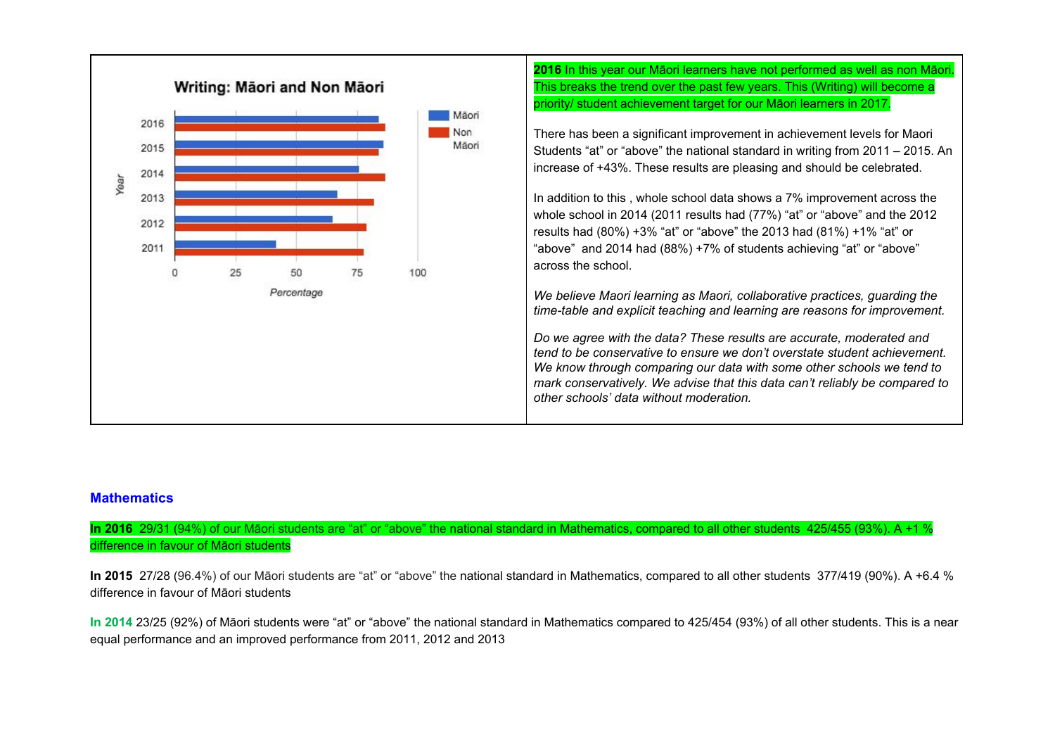| Writing: Māori and Non Māori | **2016** In this year our Māori learners have not performed as well as non Māori. This breaks the trend over the past few years. This (Writing) will become a priority/ student achievement target for our Māori learners in 2017.<br><br>There has been a significant improvement in achievement levels for Maori Students "at" or "above" the national standard in writing from 2011 – 2015. An increase of +43%. These results are pleasing and should be celebrated.<br><br>In addition to this , whole school data shows a 7% improvement across the whole school in 2014 (2011 results had (77%) "at" or "above" and the 2012 results had (80%) +3% "at" or "above" the 2013 had (81%) +1% "at" or "above" and 2014 had (88%) +7% of students achieving "at" or "above" across the school.<br><br>*We believe Maori learning as Maori, collaborative practices, guarding the time-table and explicit teaching and learning are reasons for improvement.*<br><br>*Do we agree with the data? These results are accurate, moderated and tend to be conservative to ensure we don't overstate student achievement. We know through comparing our data with some other schools we tend to mark conservatively. We advise that this data can't reliably be compared to other schools' data without moderation.* |
| --- | --- |

## Mathematics

**In 2016** 29/31 (94%) of our Māori students are "at" or "above" the national standard in Mathematics, compared to all other students 425/455 (93%). A +1 % difference in favour of Māori students

**In 2015** 27/28 (96.4%) of our Māori students are "at" or "above" the national standard in Mathematics, compared to all other students 377/419 (90%). A +6.4 % difference in favour of Māori students

**In 2014** 23/25 (92%) of Māori students were "at" or "above" the national standard in Mathematics compared to 425/454 (93%) of all other students. This is a near equal performance and an improved performance from 2011, 2012 and 2013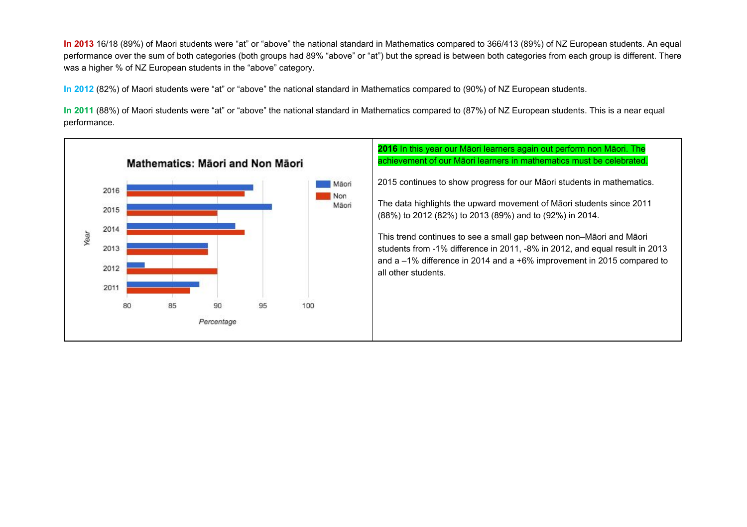**In 2013** 16/18 (89%) of Maori students were "at" or "above" the national standard in Mathematics compared to 366/413 (89%) of NZ European students. An equal performance over the sum of both categories (both groups had 89% "above" or "at") but the spread is between both categories from each group is different. There was a higher % of NZ European students in the "above" category.

**In 2012** (82%) of Maori students were "at" or "above" the national standard in Mathematics compared to (90%) of NZ European students.

**In 2011** (88%) of Maori students were "at" or "above" the national standard in Mathematics compared to (87%) of NZ European students. This is a near equal performance.

Mathematics: Māori and Non Māori

Year

2016
2015
2014
2013
2012
2011

80 85 90 95 100

Percentage

Māori
Non Māori

**2016** In this year our Māori learners again out perform non Māori. The achievement of our Māori learners in mathematics must be celebrated.

2015 continues to show progress for our Māori students in mathematics.

The data highlights the upward movement of Māori students since 2011 (88%) to 2012 (82%) to 2013 (89%) and to (92%) in 2014.

This trend continues to see a small gap between non–Māori and Māori students from -1% difference in 2011, -8% in 2012, and equal result in 2013 and a –1% difference in 2014 and a +6% improvement in 2015 compared to all other students.